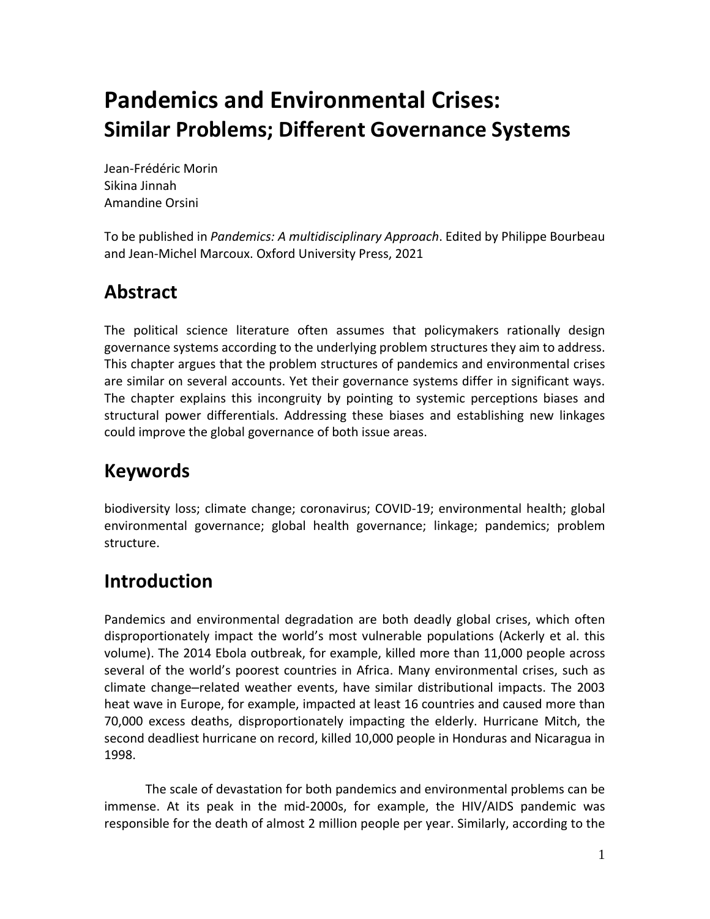# Pandemics and Environmental Crises:
## Similar Problems; Different Governance Systems

Jean-Frédéric Morin
Sikina Jinnah
Amandine Orsini

To be published in *Pandemics: A multidisciplinary Approach*. Edited by Philippe Bourbeau and Jean-Michel Marcoux. Oxford University Press, 2021

## Abstract

The political science literature often assumes that policymakers rationally design governance systems according to the underlying problem structures they aim to address. This chapter argues that the problem structures of pandemics and environmental crises are similar on several accounts. Yet their governance systems differ in significant ways. The chapter explains this incongruity by pointing to systemic perceptions biases and structural power differentials. Addressing these biases and establishing new linkages could improve the global governance of both issue areas.

## Keywords

biodiversity loss; climate change; coronavirus; COVID-19; environmental health; global environmental governance; global health governance; linkage; pandemics; problem structure.

## Introduction

Pandemics and environmental degradation are both deadly global crises, which often disproportionately impact the world's most vulnerable populations (Ackerly et al. this volume). The 2014 Ebola outbreak, for example, killed more than 11,000 people across several of the world's poorest countries in Africa. Many environmental crises, such as climate change–related weather events, have similar distributional impacts. The 2003 heat wave in Europe, for example, impacted at least 16 countries and caused more than 70,000 excess deaths, disproportionately impacting the elderly. Hurricane Mitch, the second deadliest hurricane on record, killed 10,000 people in Honduras and Nicaragua in 1998.

The scale of devastation for both pandemics and environmental problems can be immense. At its peak in the mid-2000s, for example, the HIV/AIDS pandemic was responsible for the death of almost 2 million people per year. Similarly, according to the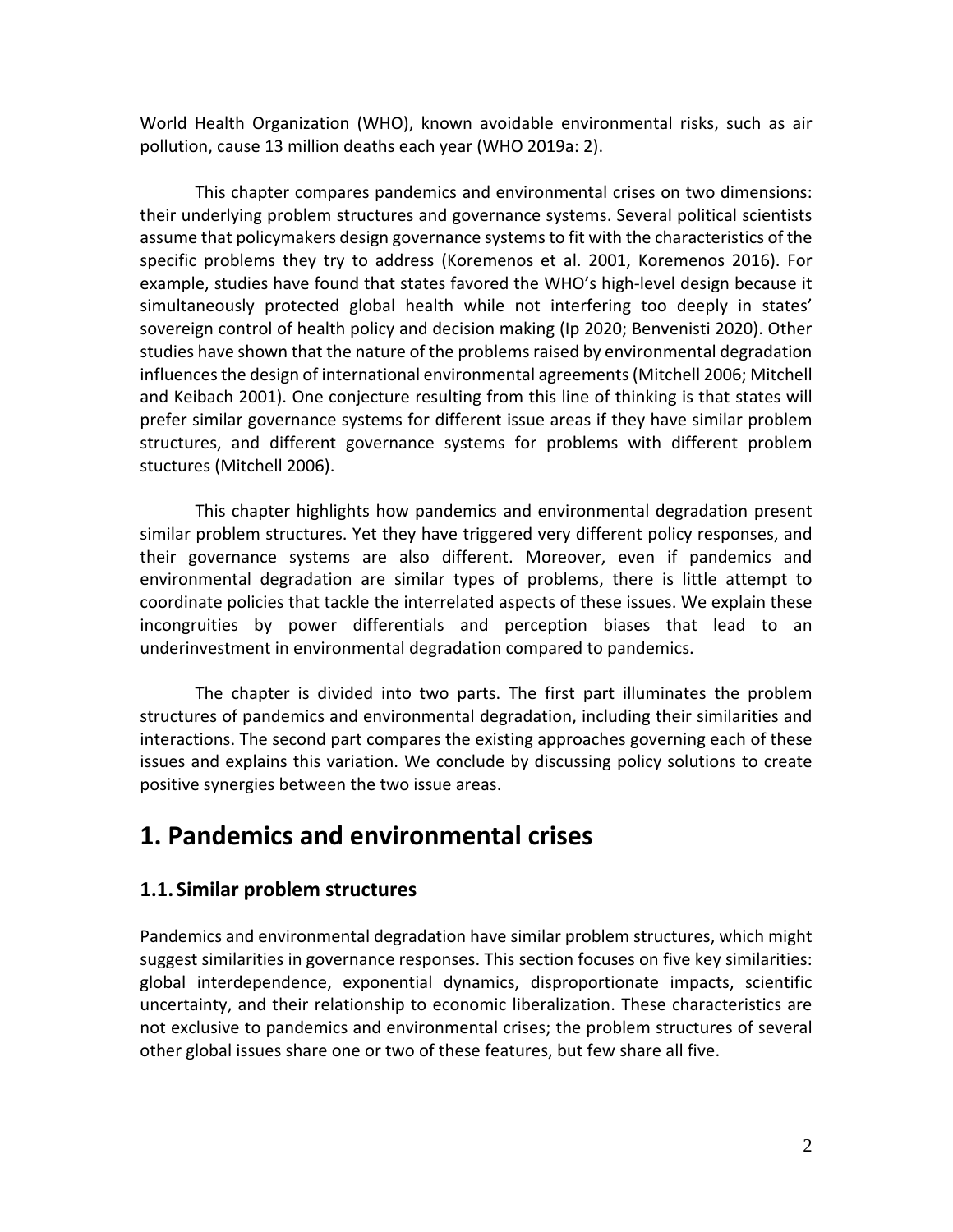World Health Organization (WHO), known avoidable environmental risks, such as air pollution, cause 13 million deaths each year (WHO 2019a: 2).

This chapter compares pandemics and environmental crises on two dimensions: their underlying problem structures and governance systems. Several political scientists assume that policymakers design governance systems to fit with the characteristics of the specific problems they try to address (Koremenos et al. 2001, Koremenos 2016). For example, studies have found that states favored the WHO's high-level design because it simultaneously protected global health while not interfering too deeply in states' sovereign control of health policy and decision making (Ip 2020; Benvenisti 2020). Other studies have shown that the nature of the problems raised by environmental degradation influences the design of international environmental agreements (Mitchell 2006; Mitchell and Keibach 2001). One conjecture resulting from this line of thinking is that states will prefer similar governance systems for different issue areas if they have similar problem structures, and different governance systems for problems with different problem stuctures (Mitchell 2006).

This chapter highlights how pandemics and environmental degradation present similar problem structures. Yet they have triggered very different policy responses, and their governance systems are also different. Moreover, even if pandemics and environmental degradation are similar types of problems, there is little attempt to coordinate policies that tackle the interrelated aspects of these issues. We explain these incongruities by power differentials and perception biases that lead to an underinvestment in environmental degradation compared to pandemics.

The chapter is divided into two parts. The first part illuminates the problem structures of pandemics and environmental degradation, including their similarities and interactions. The second part compares the existing approaches governing each of these issues and explains this variation. We conclude by discussing policy solutions to create positive synergies between the two issue areas.

# 1. Pandemics and environmental crises

## 1.1. Similar problem structures

Pandemics and environmental degradation have similar problem structures, which might suggest similarities in governance responses. This section focuses on five key similarities: global interdependence, exponential dynamics, disproportionate impacts, scientific uncertainty, and their relationship to economic liberalization. These characteristics are not exclusive to pandemics and environmental crises; the problem structures of several other global issues share one or two of these features, but few share all five.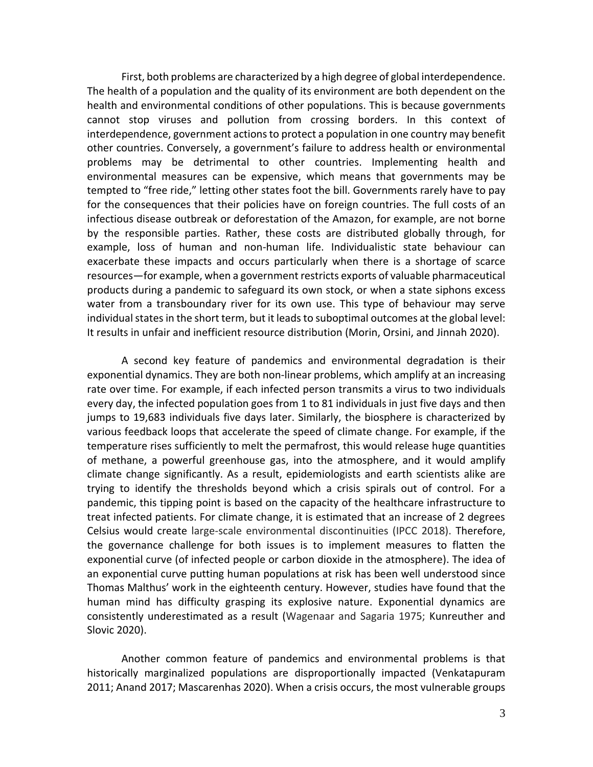First, both problems are characterized by a high degree of global interdependence. The health of a population and the quality of its environment are both dependent on the health and environmental conditions of other populations. This is because governments cannot stop viruses and pollution from crossing borders. In this context of interdependence, government actions to protect a population in one country may benefit other countries. Conversely, a government's failure to address health or environmental problems may be detrimental to other countries. Implementing health and environmental measures can be expensive, which means that governments may be tempted to "free ride," letting other states foot the bill. Governments rarely have to pay for the consequences that their policies have on foreign countries. The full costs of an infectious disease outbreak or deforestation of the Amazon, for example, are not borne by the responsible parties. Rather, these costs are distributed globally through, for example, loss of human and non-human life. Individualistic state behaviour can exacerbate these impacts and occurs particularly when there is a shortage of scarce resources—for example, when a government restricts exports of valuable pharmaceutical products during a pandemic to safeguard its own stock, or when a state siphons excess water from a transboundary river for its own use. This type of behaviour may serve individual states in the short term, but it leads to suboptimal outcomes at the global level: It results in unfair and inefficient resource distribution (Morin, Orsini, and Jinnah 2020).

A second key feature of pandemics and environmental degradation is their exponential dynamics. They are both non-linear problems, which amplify at an increasing rate over time. For example, if each infected person transmits a virus to two individuals every day, the infected population goes from 1 to 81 individuals in just five days and then jumps to 19,683 individuals five days later. Similarly, the biosphere is characterized by various feedback loops that accelerate the speed of climate change. For example, if the temperature rises sufficiently to melt the permafrost, this would release huge quantities of methane, a powerful greenhouse gas, into the atmosphere, and it would amplify climate change significantly. As a result, epidemiologists and earth scientists alike are trying to identify the thresholds beyond which a crisis spirals out of control. For a pandemic, this tipping point is based on the capacity of the healthcare infrastructure to treat infected patients. For climate change, it is estimated that an increase of 2 degrees Celsius would create large-scale environmental discontinuities (IPCC 2018). Therefore, the governance challenge for both issues is to implement measures to flatten the exponential curve (of infected people or carbon dioxide in the atmosphere). The idea of an exponential curve putting human populations at risk has been well understood since Thomas Malthus' work in the eighteenth century. However, studies have found that the human mind has difficulty grasping its explosive nature. Exponential dynamics are consistently underestimated as a result (Wagenaar and Sagaria 1975; Kunreuther and Slovic 2020).

Another common feature of pandemics and environmental problems is that historically marginalized populations are disproportionally impacted (Venkatapuram 2011; Anand 2017; Mascarenhas 2020). When a crisis occurs, the most vulnerable groups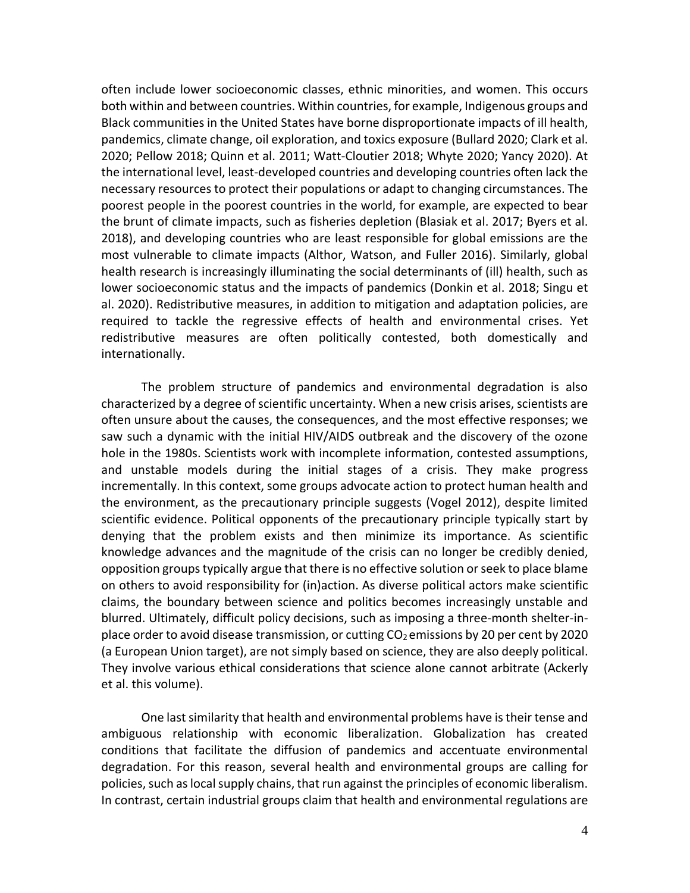often include lower socioeconomic classes, ethnic minorities, and women. This occurs both within and between countries. Within countries, for example, Indigenous groups and Black communities in the United States have borne disproportionate impacts of ill health, pandemics, climate change, oil exploration, and toxics exposure (Bullard 2020; Clark et al. 2020; Pellow 2018; Quinn et al. 2011; Watt-Cloutier 2018; Whyte 2020; Yancy 2020). At the international level, least-developed countries and developing countries often lack the necessary resources to protect their populations or adapt to changing circumstances. The poorest people in the poorest countries in the world, for example, are expected to bear the brunt of climate impacts, such as fisheries depletion (Blasiak et al. 2017; Byers et al. 2018), and developing countries who are least responsible for global emissions are the most vulnerable to climate impacts (Althor, Watson, and Fuller 2016). Similarly, global health research is increasingly illuminating the social determinants of (ill) health, such as lower socioeconomic status and the impacts of pandemics (Donkin et al. 2018; Singu et al. 2020). Redistributive measures, in addition to mitigation and adaptation policies, are required to tackle the regressive effects of health and environmental crises. Yet redistributive measures are often politically contested, both domestically and internationally.

The problem structure of pandemics and environmental degradation is also characterized by a degree of scientific uncertainty. When a new crisis arises, scientists are often unsure about the causes, the consequences, and the most effective responses; we saw such a dynamic with the initial HIV/AIDS outbreak and the discovery of the ozone hole in the 1980s. Scientists work with incomplete information, contested assumptions, and unstable models during the initial stages of a crisis. They make progress incrementally. In this context, some groups advocate action to protect human health and the environment, as the precautionary principle suggests (Vogel 2012), despite limited scientific evidence. Political opponents of the precautionary principle typically start by denying that the problem exists and then minimize its importance. As scientific knowledge advances and the magnitude of the crisis can no longer be credibly denied, opposition groups typically argue that there is no effective solution or seek to place blame on others to avoid responsibility for (in)action. As diverse political actors make scientific claims, the boundary between science and politics becomes increasingly unstable and blurred. Ultimately, difficult policy decisions, such as imposing a three-month shelter-in-place order to avoid disease transmission, or cutting $CO_2$ emissions by 20 per cent by 2020 (a European Union target), are not simply based on science, they are also deeply political. They involve various ethical considerations that science alone cannot arbitrate (Ackerly et al. this volume).

One last similarity that health and environmental problems have is their tense and ambiguous relationship with economic liberalization. Globalization has created conditions that facilitate the diffusion of pandemics and accentuate environmental degradation. For this reason, several health and environmental groups are calling for policies, such as local supply chains, that run against the principles of economic liberalism. In contrast, certain industrial groups claim that health and environmental regulations are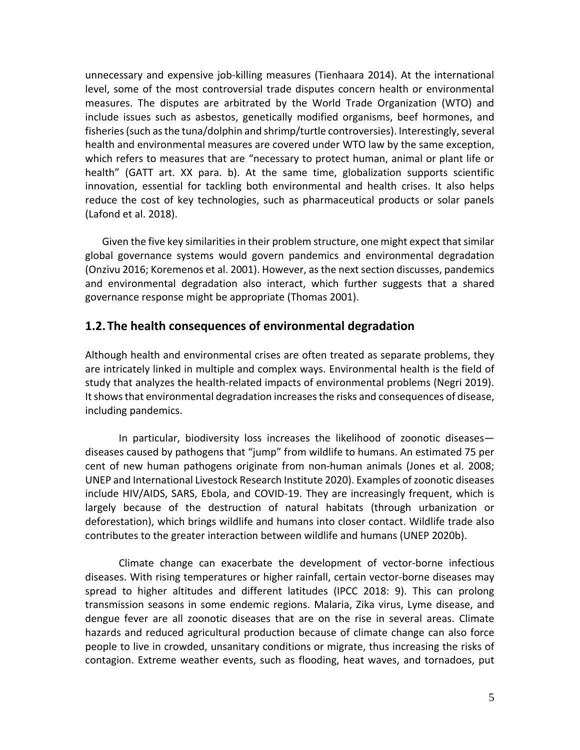unnecessary and expensive job-killing measures (Tienhaara 2014). At the international level, some of the most controversial trade disputes concern health or environmental measures. The disputes are arbitrated by the World Trade Organization (WTO) and include issues such as asbestos, genetically modified organisms, beef hormones, and fisheries (such as the tuna/dolphin and shrimp/turtle controversies). Interestingly, several health and environmental measures are covered under WTO law by the same exception, which refers to measures that are "necessary to protect human, animal or plant life or health" (GATT art. XX para. b). At the same time, globalization supports scientific innovation, essential for tackling both environmental and health crises. It also helps reduce the cost of key technologies, such as pharmaceutical products or solar panels (Lafond et al. 2018).

Given the five key similarities in their problem structure, one might expect that similar global governance systems would govern pandemics and environmental degradation (Onzivu 2016; Koremenos et al. 2001). However, as the next section discusses, pandemics and environmental degradation also interact, which further suggests that a shared governance response might be appropriate (Thomas 2001).

## 1.2. The health consequences of environmental degradation

Although health and environmental crises are often treated as separate problems, they are intricately linked in multiple and complex ways. Environmental health is the field of study that analyzes the health-related impacts of environmental problems (Negri 2019). It shows that environmental degradation increases the risks and consequences of disease, including pandemics.

In particular, biodiversity loss increases the likelihood of zoonotic diseases—diseases caused by pathogens that "jump" from wildlife to humans. An estimated 75 per cent of new human pathogens originate from non-human animals (Jones et al. 2008; UNEP and International Livestock Research Institute 2020). Examples of zoonotic diseases include HIV/AIDS, SARS, Ebola, and COVID-19. They are increasingly frequent, which is largely because of the destruction of natural habitats (through urbanization or deforestation), which brings wildlife and humans into closer contact. Wildlife trade also contributes to the greater interaction between wildlife and humans (UNEP 2020b).

Climate change can exacerbate the development of vector-borne infectious diseases. With rising temperatures or higher rainfall, certain vector-borne diseases may spread to higher altitudes and different latitudes (IPCC 2018: 9). This can prolong transmission seasons in some endemic regions. Malaria, Zika virus, Lyme disease, and dengue fever are all zoonotic diseases that are on the rise in several areas. Climate hazards and reduced agricultural production because of climate change can also force people to live in crowded, unsanitary conditions or migrate, thus increasing the risks of contagion. Extreme weather events, such as flooding, heat waves, and tornadoes, put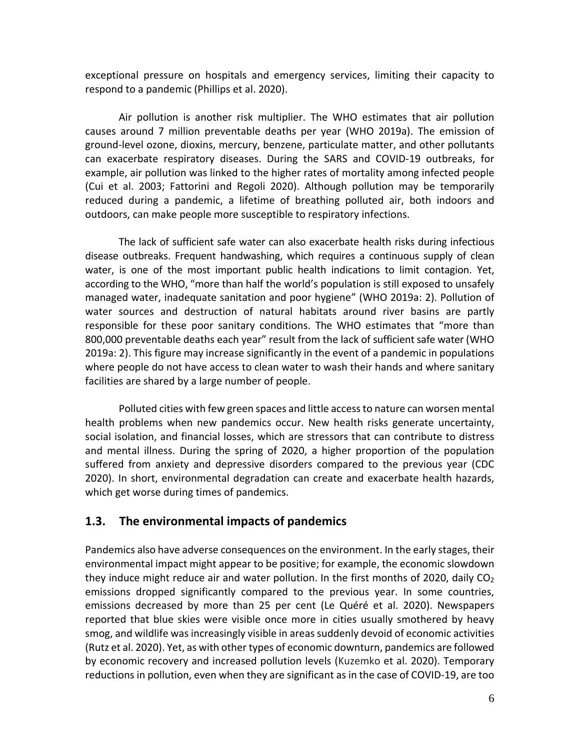exceptional pressure on hospitals and emergency services, limiting their capacity to respond to a pandemic (Phillips et al. 2020).

Air pollution is another risk multiplier. The WHO estimates that air pollution causes around 7 million preventable deaths per year (WHO 2019a). The emission of ground-level ozone, dioxins, mercury, benzene, particulate matter, and other pollutants can exacerbate respiratory diseases. During the SARS and COVID-19 outbreaks, for example, air pollution was linked to the higher rates of mortality among infected people (Cui et al. 2003; Fattorini and Regoli 2020). Although pollution may be temporarily reduced during a pandemic, a lifetime of breathing polluted air, both indoors and outdoors, can make people more susceptible to respiratory infections.

The lack of sufficient safe water can also exacerbate health risks during infectious disease outbreaks. Frequent handwashing, which requires a continuous supply of clean water, is one of the most important public health indications to limit contagion. Yet, according to the WHO, "more than half the world's population is still exposed to unsafely managed water, inadequate sanitation and poor hygiene" (WHO 2019a: 2). Pollution of water sources and destruction of natural habitats around river basins are partly responsible for these poor sanitary conditions. The WHO estimates that "more than 800,000 preventable deaths each year" result from the lack of sufficient safe water (WHO 2019a: 2). This figure may increase significantly in the event of a pandemic in populations where people do not have access to clean water to wash their hands and where sanitary facilities are shared by a large number of people.

Polluted cities with few green spaces and little access to nature can worsen mental health problems when new pandemics occur. New health risks generate uncertainty, social isolation, and financial losses, which are stressors that can contribute to distress and mental illness. During the spring of 2020, a higher proportion of the population suffered from anxiety and depressive disorders compared to the previous year (CDC 2020). In short, environmental degradation can create and exacerbate health hazards, which get worse during times of pandemics.

## 1.3. The environmental impacts of pandemics

Pandemics also have adverse consequences on the environment. In the early stages, their environmental impact might appear to be positive; for example, the economic slowdown they induce might reduce air and water pollution. In the first months of 2020, daily $CO_2$ emissions dropped significantly compared to the previous year. In some countries, emissions decreased by more than 25 per cent (Le Quéré et al. 2020). Newspapers reported that blue skies were visible once more in cities usually smothered by heavy smog, and wildlife was increasingly visible in areas suddenly devoid of economic activities (Rutz et al. 2020). Yet, as with other types of economic downturn, pandemics are followed by economic recovery and increased pollution levels (Kuzemko et al. 2020). Temporary reductions in pollution, even when they are significant as in the case of COVID-19, are too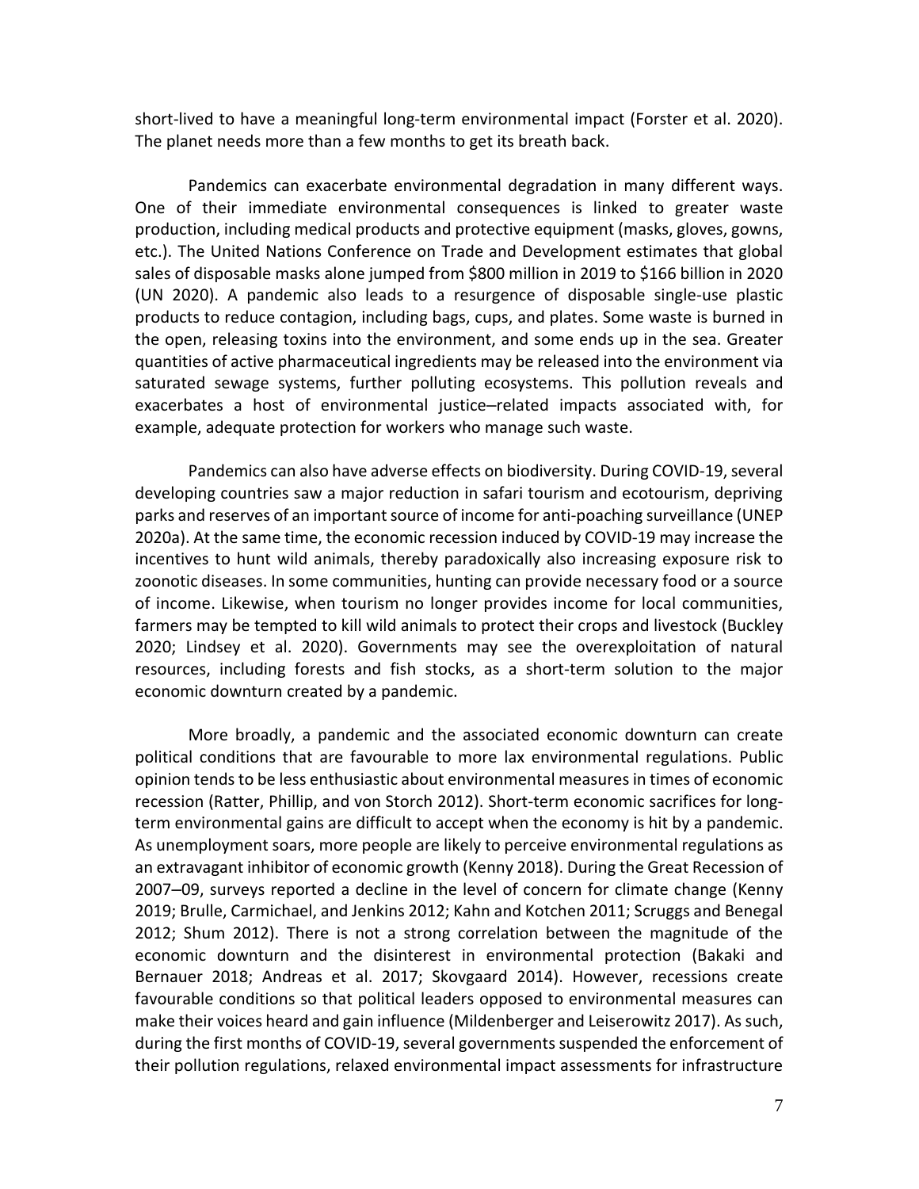short-lived to have a meaningful long-term environmental impact (Forster et al. 2020). The planet needs more than a few months to get its breath back.

Pandemics can exacerbate environmental degradation in many different ways. One of their immediate environmental consequences is linked to greater waste production, including medical products and protective equipment (masks, gloves, gowns, etc.). The United Nations Conference on Trade and Development estimates that global sales of disposable masks alone jumped from \$800 million in 2019 to \$166 billion in 2020 (UN 2020). A pandemic also leads to a resurgence of disposable single-use plastic products to reduce contagion, including bags, cups, and plates. Some waste is burned in the open, releasing toxins into the environment, and some ends up in the sea. Greater quantities of active pharmaceutical ingredients may be released into the environment via saturated sewage systems, further polluting ecosystems. This pollution reveals and exacerbates a host of environmental justice–related impacts associated with, for example, adequate protection for workers who manage such waste.

Pandemics can also have adverse effects on biodiversity. During COVID-19, several developing countries saw a major reduction in safari tourism and ecotourism, depriving parks and reserves of an important source of income for anti-poaching surveillance (UNEP 2020a). At the same time, the economic recession induced by COVID-19 may increase the incentives to hunt wild animals, thereby paradoxically also increasing exposure risk to zoonotic diseases. In some communities, hunting can provide necessary food or a source of income. Likewise, when tourism no longer provides income for local communities, farmers may be tempted to kill wild animals to protect their crops and livestock (Buckley 2020; Lindsey et al. 2020). Governments may see the overexploitation of natural resources, including forests and fish stocks, as a short-term solution to the major economic downturn created by a pandemic.

More broadly, a pandemic and the associated economic downturn can create political conditions that are favourable to more lax environmental regulations. Public opinion tends to be less enthusiastic about environmental measures in times of economic recession (Ratter, Phillip, and von Storch 2012). Short-term economic sacrifices for long-term environmental gains are difficult to accept when the economy is hit by a pandemic. As unemployment soars, more people are likely to perceive environmental regulations as an extravagant inhibitor of economic growth (Kenny 2018). During the Great Recession of 2007–09, surveys reported a decline in the level of concern for climate change (Kenny 2019; Brulle, Carmichael, and Jenkins 2012; Kahn and Kotchen 2011; Scruggs and Benegal 2012; Shum 2012). There is not a strong correlation between the magnitude of the economic downturn and the disinterest in environmental protection (Bakaki and Bernauer 2018; Andreas et al. 2017; Skovgaard 2014). However, recessions create favourable conditions so that political leaders opposed to environmental measures can make their voices heard and gain influence (Mildenberger and Leiserowitz 2017). As such, during the first months of COVID-19, several governments suspended the enforcement of their pollution regulations, relaxed environmental impact assessments for infrastructure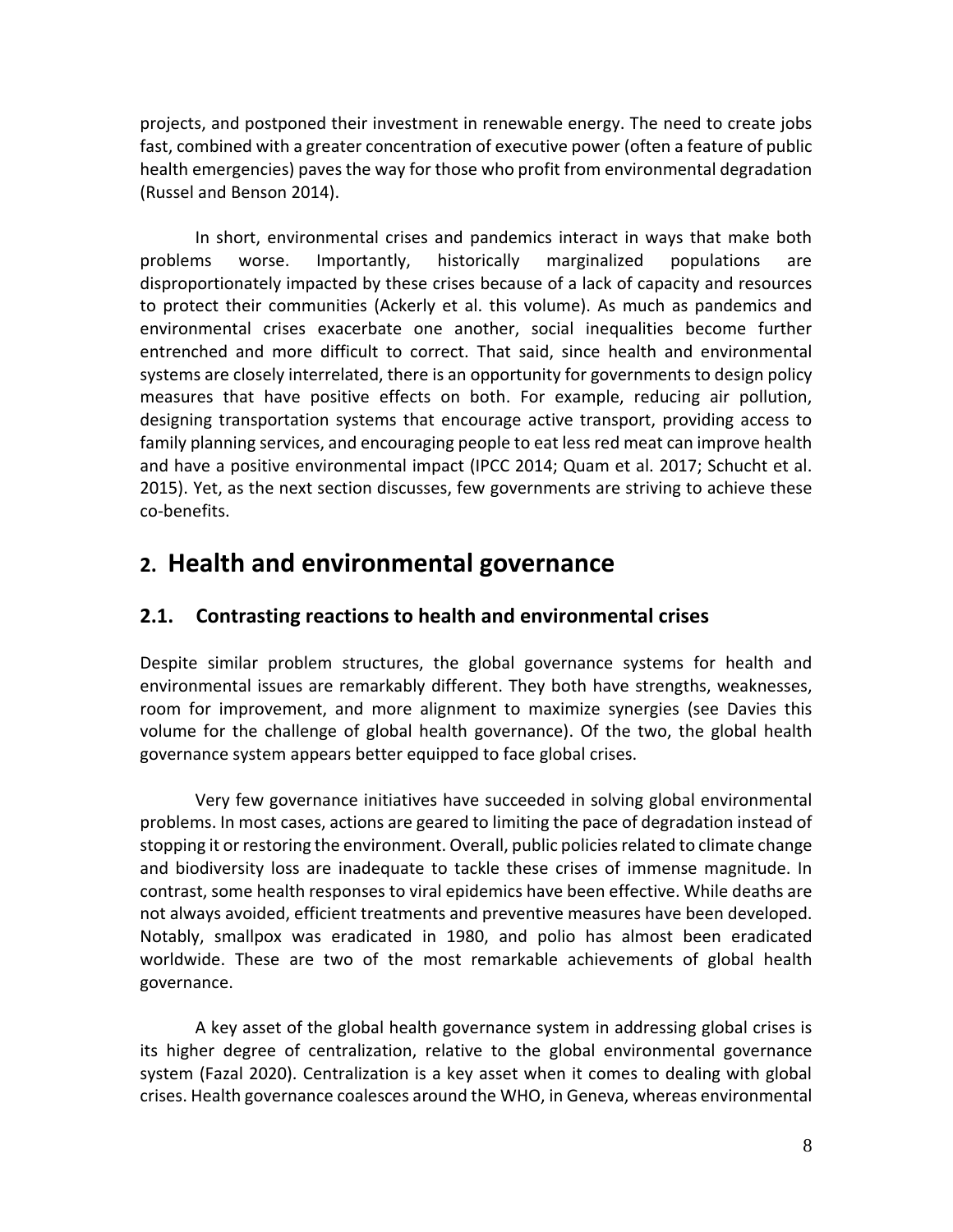projects, and postponed their investment in renewable energy. The need to create jobs fast, combined with a greater concentration of executive power (often a feature of public health emergencies) paves the way for those who profit from environmental degradation (Russel and Benson 2014).

In short, environmental crises and pandemics interact in ways that make both problems worse. Importantly, historically marginalized populations are disproportionately impacted by these crises because of a lack of capacity and resources to protect their communities (Ackerly et al. this volume). As much as pandemics and environmental crises exacerbate one another, social inequalities become further entrenched and more difficult to correct. That said, since health and environmental systems are closely interrelated, there is an opportunity for governments to design policy measures that have positive effects on both. For example, reducing air pollution, designing transportation systems that encourage active transport, providing access to family planning services, and encouraging people to eat less red meat can improve health and have a positive environmental impact (IPCC 2014; Quam et al. 2017; Schucht et al. 2015). Yet, as the next section discusses, few governments are striving to achieve these co-benefits.

# 2. Health and environmental governance

## 2.1. Contrasting reactions to health and environmental crises

Despite similar problem structures, the global governance systems for health and environmental issues are remarkably different. They both have strengths, weaknesses, room for improvement, and more alignment to maximize synergies (see Davies this volume for the challenge of global health governance). Of the two, the global health governance system appears better equipped to face global crises.

Very few governance initiatives have succeeded in solving global environmental problems. In most cases, actions are geared to limiting the pace of degradation instead of stopping it or restoring the environment. Overall, public policies related to climate change and biodiversity loss are inadequate to tackle these crises of immense magnitude. In contrast, some health responses to viral epidemics have been effective. While deaths are not always avoided, efficient treatments and preventive measures have been developed. Notably, smallpox was eradicated in 1980, and polio has almost been eradicated worldwide. These are two of the most remarkable achievements of global health governance.

A key asset of the global health governance system in addressing global crises is its higher degree of centralization, relative to the global environmental governance system (Fazal 2020). Centralization is a key asset when it comes to dealing with global crises. Health governance coalesces around the WHO, in Geneva, whereas environmental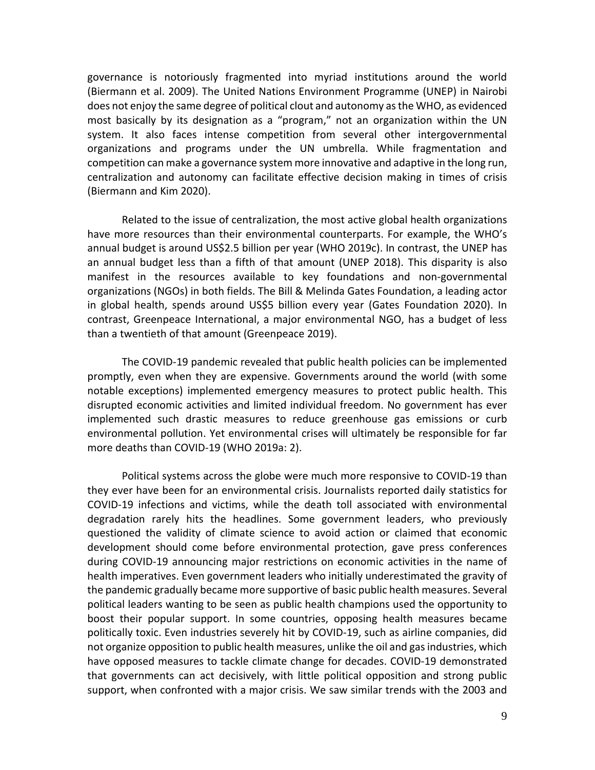governance is notoriously fragmented into myriad institutions around the world (Biermann et al. 2009). The United Nations Environment Programme (UNEP) in Nairobi does not enjoy the same degree of political clout and autonomy as the WHO, as evidenced most basically by its designation as a "program," not an organization within the UN system. It also faces intense competition from several other intergovernmental organizations and programs under the UN umbrella. While fragmentation and competition can make a governance system more innovative and adaptive in the long run, centralization and autonomy can facilitate effective decision making in times of crisis (Biermann and Kim 2020).

Related to the issue of centralization, the most active global health organizations have more resources than their environmental counterparts. For example, the WHO's annual budget is around US$2.5 billion per year (WHO 2019c). In contrast, the UNEP has an annual budget less than a fifth of that amount (UNEP 2018). This disparity is also manifest in the resources available to key foundations and non-governmental organizations (NGOs) in both fields. The Bill & Melinda Gates Foundation, a leading actor in global health, spends around US$5 billion every year (Gates Foundation 2020). In contrast, Greenpeace International, a major environmental NGO, has a budget of less than a twentieth of that amount (Greenpeace 2019).

The COVID-19 pandemic revealed that public health policies can be implemented promptly, even when they are expensive. Governments around the world (with some notable exceptions) implemented emergency measures to protect public health. This disrupted economic activities and limited individual freedom. No government has ever implemented such drastic measures to reduce greenhouse gas emissions or curb environmental pollution. Yet environmental crises will ultimately be responsible for far more deaths than COVID-19 (WHO 2019a: 2).

Political systems across the globe were much more responsive to COVID-19 than they ever have been for an environmental crisis. Journalists reported daily statistics for COVID-19 infections and victims, while the death toll associated with environmental degradation rarely hits the headlines. Some government leaders, who previously questioned the validity of climate science to avoid action or claimed that economic development should come before environmental protection, gave press conferences during COVID-19 announcing major restrictions on economic activities in the name of health imperatives. Even government leaders who initially underestimated the gravity of the pandemic gradually became more supportive of basic public health measures. Several political leaders wanting to be seen as public health champions used the opportunity to boost their popular support. In some countries, opposing health measures became politically toxic. Even industries severely hit by COVID-19, such as airline companies, did not organize opposition to public health measures, unlike the oil and gas industries, which have opposed measures to tackle climate change for decades. COVID-19 demonstrated that governments can act decisively, with little political opposition and strong public support, when confronted with a major crisis. We saw similar trends with the 2003 and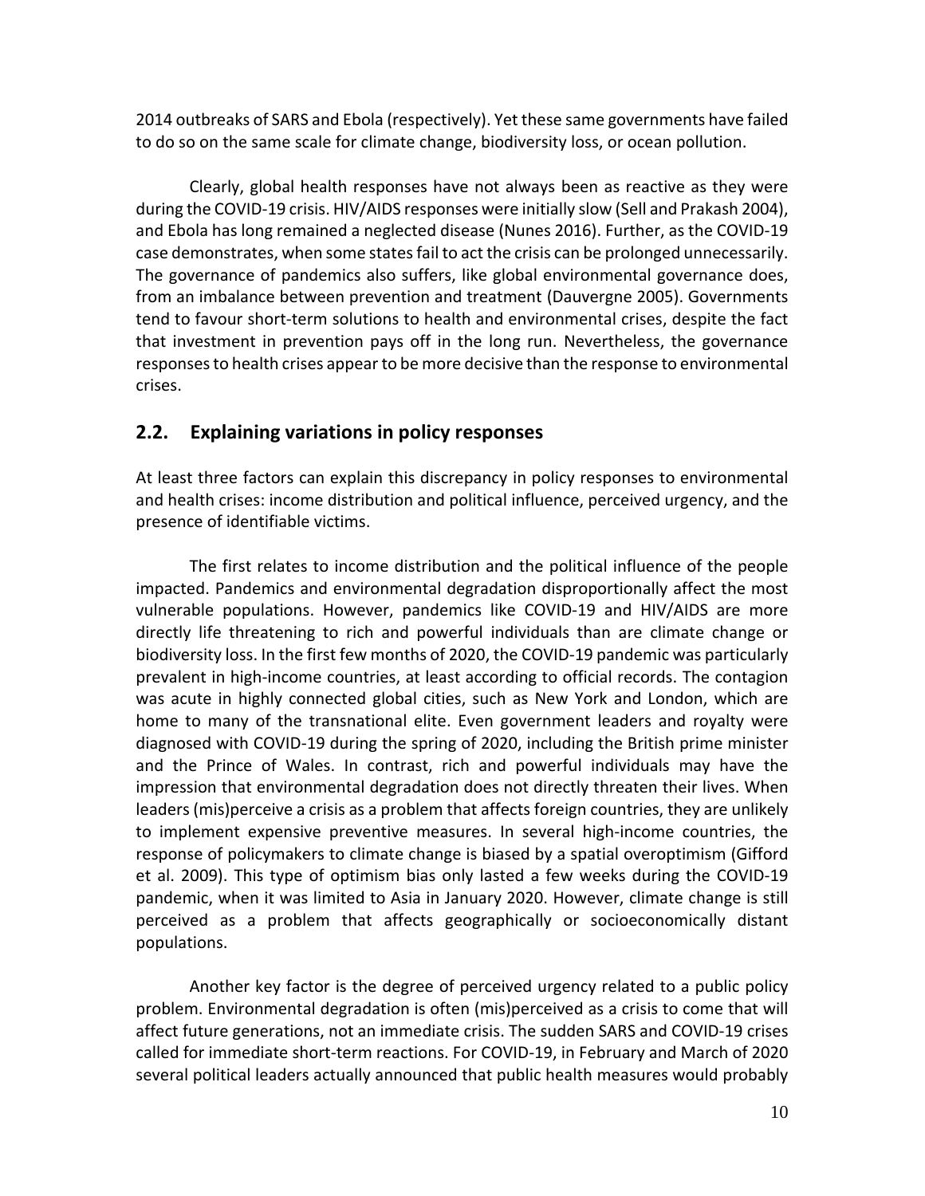2014 outbreaks of SARS and Ebola (respectively). Yet these same governments have failed to do so on the same scale for climate change, biodiversity loss, or ocean pollution.

Clearly, global health responses have not always been as reactive as they were during the COVID-19 crisis. HIV/AIDS responses were initially slow (Sell and Prakash 2004), and Ebola has long remained a neglected disease (Nunes 2016). Further, as the COVID-19 case demonstrates, when some states fail to act the crisis can be prolonged unnecessarily. The governance of pandemics also suffers, like global environmental governance does, from an imbalance between prevention and treatment (Dauvergne 2005). Governments tend to favour short-term solutions to health and environmental crises, despite the fact that investment in prevention pays off in the long run. Nevertheless, the governance responses to health crises appear to be more decisive than the response to environmental crises.

## 2.2. Explaining variations in policy responses

At least three factors can explain this discrepancy in policy responses to environmental and health crises: income distribution and political influence, perceived urgency, and the presence of identifiable victims.

The first relates to income distribution and the political influence of the people impacted. Pandemics and environmental degradation disproportionally affect the most vulnerable populations. However, pandemics like COVID-19 and HIV/AIDS are more directly life threatening to rich and powerful individuals than are climate change or biodiversity loss. In the first few months of 2020, the COVID-19 pandemic was particularly prevalent in high-income countries, at least according to official records. The contagion was acute in highly connected global cities, such as New York and London, which are home to many of the transnational elite. Even government leaders and royalty were diagnosed with COVID-19 during the spring of 2020, including the British prime minister and the Prince of Wales. In contrast, rich and powerful individuals may have the impression that environmental degradation does not directly threaten their lives. When leaders (mis)perceive a crisis as a problem that affects foreign countries, they are unlikely to implement expensive preventive measures. In several high-income countries, the response of policymakers to climate change is biased by a spatial overoptimism (Gifford et al. 2009). This type of optimism bias only lasted a few weeks during the COVID-19 pandemic, when it was limited to Asia in January 2020. However, climate change is still perceived as a problem that affects geographically or socioeconomically distant populations.

Another key factor is the degree of perceived urgency related to a public policy problem. Environmental degradation is often (mis)perceived as a crisis to come that will affect future generations, not an immediate crisis. The sudden SARS and COVID-19 crises called for immediate short-term reactions. For COVID-19, in February and March of 2020 several political leaders actually announced that public health measures would probably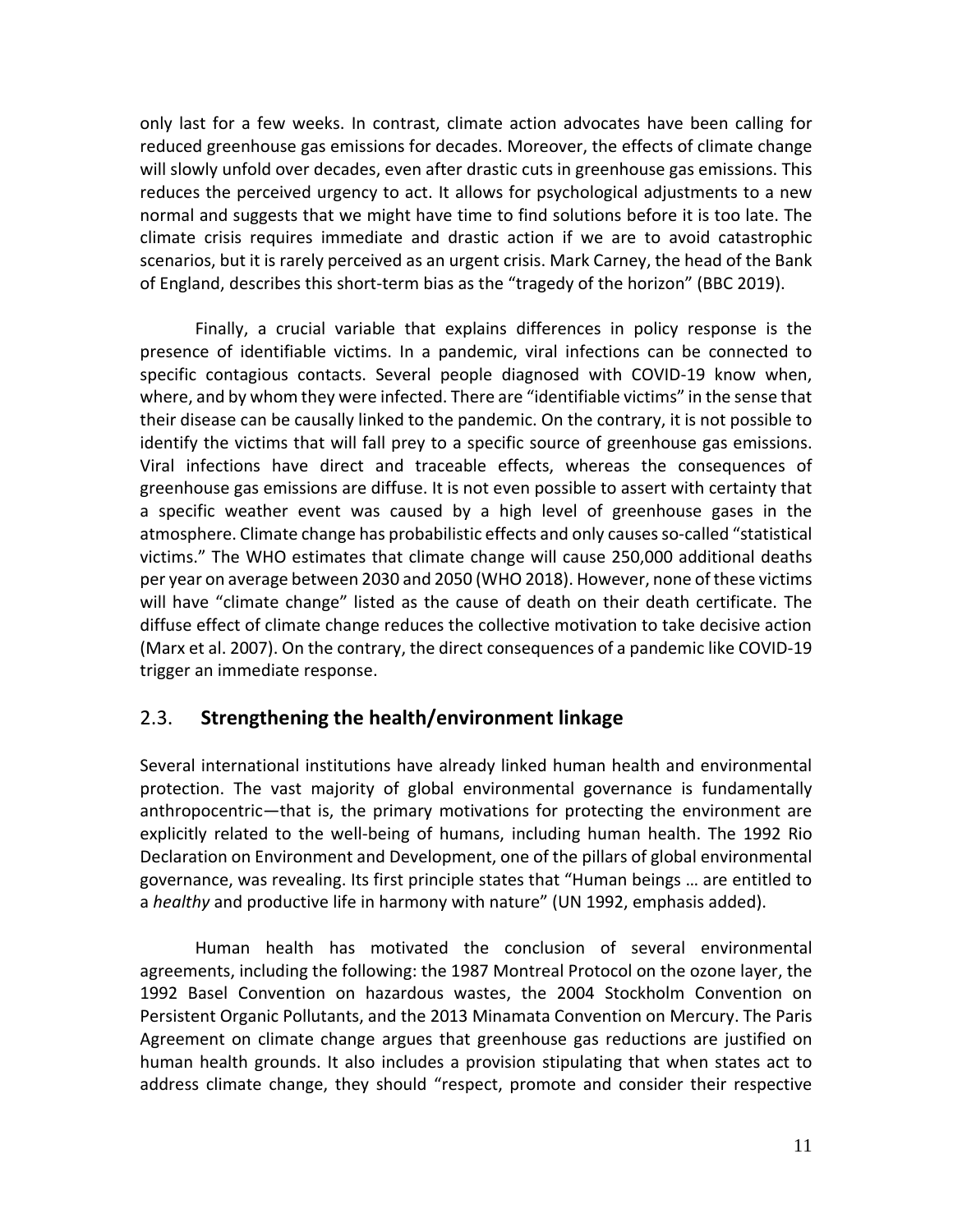only last for a few weeks. In contrast, climate action advocates have been calling for reduced greenhouse gas emissions for decades. Moreover, the effects of climate change will slowly unfold over decades, even after drastic cuts in greenhouse gas emissions. This reduces the perceived urgency to act. It allows for psychological adjustments to a new normal and suggests that we might have time to find solutions before it is too late. The climate crisis requires immediate and drastic action if we are to avoid catastrophic scenarios, but it is rarely perceived as an urgent crisis. Mark Carney, the head of the Bank of England, describes this short-term bias as the "tragedy of the horizon" (BBC 2019).

Finally, a crucial variable that explains differences in policy response is the presence of identifiable victims. In a pandemic, viral infections can be connected to specific contagious contacts. Several people diagnosed with COVID-19 know when, where, and by whom they were infected. There are "identifiable victims" in the sense that their disease can be causally linked to the pandemic. On the contrary, it is not possible to identify the victims that will fall prey to a specific source of greenhouse gas emissions. Viral infections have direct and traceable effects, whereas the consequences of greenhouse gas emissions are diffuse. It is not even possible to assert with certainty that a specific weather event was caused by a high level of greenhouse gases in the atmosphere. Climate change has probabilistic effects and only causes so-called "statistical victims." The WHO estimates that climate change will cause 250,000 additional deaths per year on average between 2030 and 2050 (WHO 2018). However, none of these victims will have "climate change" listed as the cause of death on their death certificate. The diffuse effect of climate change reduces the collective motivation to take decisive action (Marx et al. 2007). On the contrary, the direct consequences of a pandemic like COVID-19 trigger an immediate response.

## 2.3. **Strengthening the health/environment linkage**

Several international institutions have already linked human health and environmental protection. The vast majority of global environmental governance is fundamentally anthropocentric—that is, the primary motivations for protecting the environment are explicitly related to the well-being of humans, including human health. The 1992 Rio Declaration on Environment and Development, one of the pillars of global environmental governance, was revealing. Its first principle states that "Human beings … are entitled to a *healthy* and productive life in harmony with nature" (UN 1992, emphasis added).

Human health has motivated the conclusion of several environmental agreements, including the following: the 1987 Montreal Protocol on the ozone layer, the 1992 Basel Convention on hazardous wastes, the 2004 Stockholm Convention on Persistent Organic Pollutants, and the 2013 Minamata Convention on Mercury. The Paris Agreement on climate change argues that greenhouse gas reductions are justified on human health grounds. It also includes a provision stipulating that when states act to address climate change, they should "respect, promote and consider their respective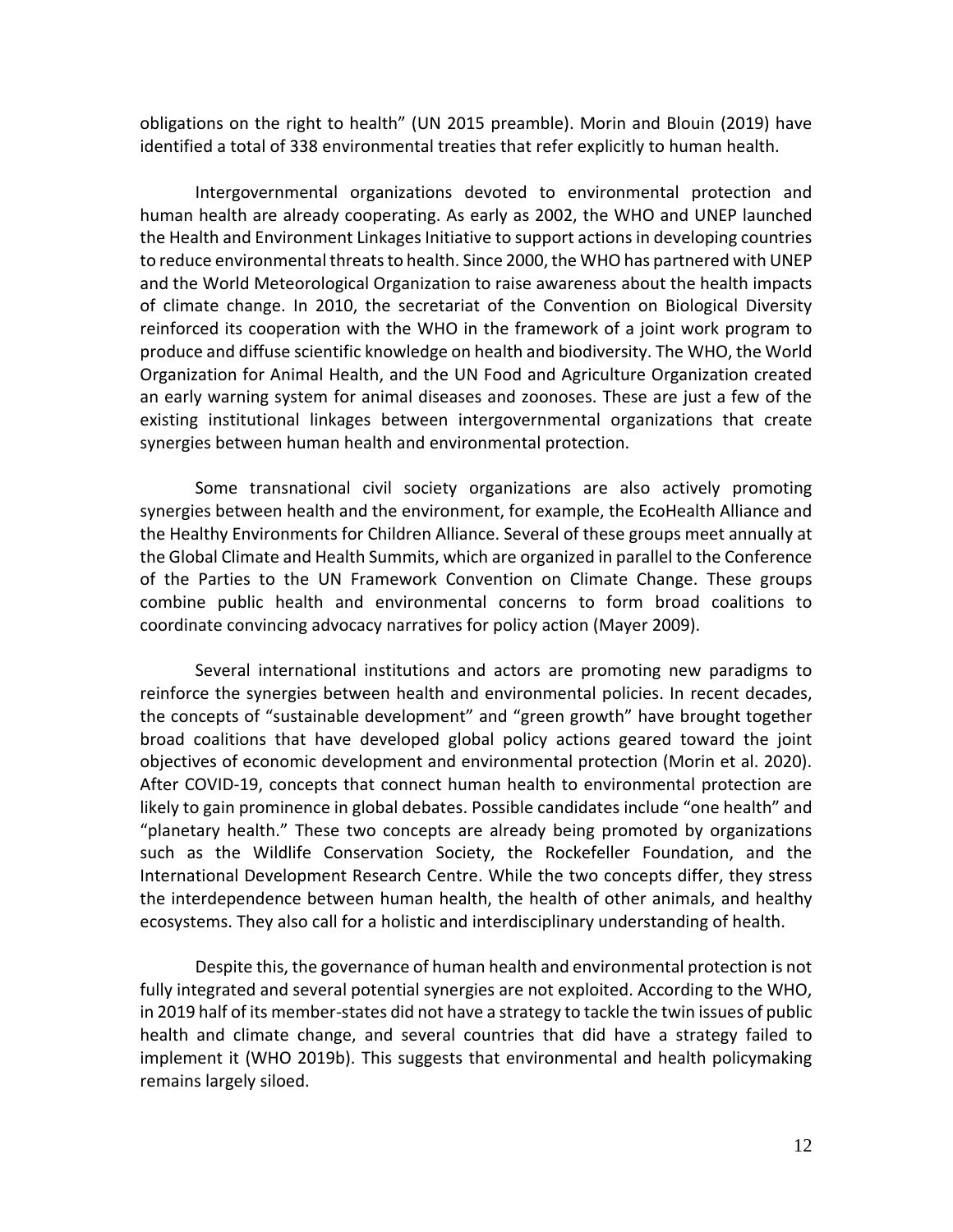obligations on the right to health" (UN 2015 preamble). Morin and Blouin (2019) have identified a total of 338 environmental treaties that refer explicitly to human health.

Intergovernmental organizations devoted to environmental protection and human health are already cooperating. As early as 2002, the WHO and UNEP launched the Health and Environment Linkages Initiative to support actions in developing countries to reduce environmental threats to health. Since 2000, the WHO has partnered with UNEP and the World Meteorological Organization to raise awareness about the health impacts of climate change. In 2010, the secretariat of the Convention on Biological Diversity reinforced its cooperation with the WHO in the framework of a joint work program to produce and diffuse scientific knowledge on health and biodiversity. The WHO, the World Organization for Animal Health, and the UN Food and Agriculture Organization created an early warning system for animal diseases and zoonoses. These are just a few of the existing institutional linkages between intergovernmental organizations that create synergies between human health and environmental protection.

Some transnational civil society organizations are also actively promoting synergies between health and the environment, for example, the EcoHealth Alliance and the Healthy Environments for Children Alliance. Several of these groups meet annually at the Global Climate and Health Summits, which are organized in parallel to the Conference of the Parties to the UN Framework Convention on Climate Change. These groups combine public health and environmental concerns to form broad coalitions to coordinate convincing advocacy narratives for policy action (Mayer 2009).

Several international institutions and actors are promoting new paradigms to reinforce the synergies between health and environmental policies. In recent decades, the concepts of "sustainable development" and "green growth" have brought together broad coalitions that have developed global policy actions geared toward the joint objectives of economic development and environmental protection (Morin et al. 2020). After COVID-19, concepts that connect human health to environmental protection are likely to gain prominence in global debates. Possible candidates include "one health" and "planetary health." These two concepts are already being promoted by organizations such as the Wildlife Conservation Society, the Rockefeller Foundation, and the International Development Research Centre. While the two concepts differ, they stress the interdependence between human health, the health of other animals, and healthy ecosystems. They also call for a holistic and interdisciplinary understanding of health.

Despite this, the governance of human health and environmental protection is not fully integrated and several potential synergies are not exploited. According to the WHO, in 2019 half of its member-states did not have a strategy to tackle the twin issues of public health and climate change, and several countries that did have a strategy failed to implement it (WHO 2019b). This suggests that environmental and health policymaking remains largely siloed.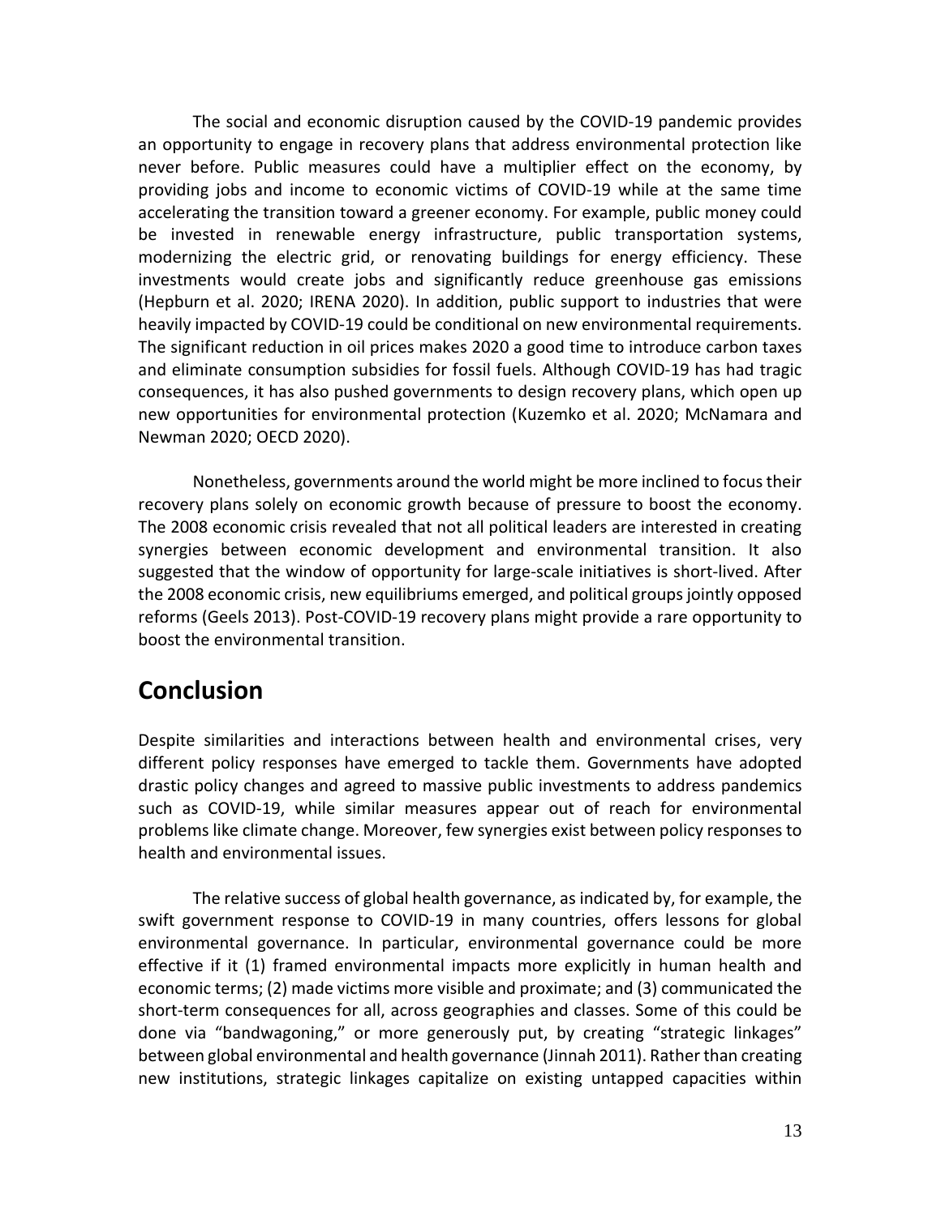The social and economic disruption caused by the COVID-19 pandemic provides an opportunity to engage in recovery plans that address environmental protection like never before. Public measures could have a multiplier effect on the economy, by providing jobs and income to economic victims of COVID-19 while at the same time accelerating the transition toward a greener economy. For example, public money could be invested in renewable energy infrastructure, public transportation systems, modernizing the electric grid, or renovating buildings for energy efficiency. These investments would create jobs and significantly reduce greenhouse gas emissions (Hepburn et al. 2020; IRENA 2020). In addition, public support to industries that were heavily impacted by COVID-19 could be conditional on new environmental requirements. The significant reduction in oil prices makes 2020 a good time to introduce carbon taxes and eliminate consumption subsidies for fossil fuels. Although COVID-19 has had tragic consequences, it has also pushed governments to design recovery plans, which open up new opportunities for environmental protection (Kuzemko et al. 2020; McNamara and Newman 2020; OECD 2020).

Nonetheless, governments around the world might be more inclined to focus their recovery plans solely on economic growth because of pressure to boost the economy. The 2008 economic crisis revealed that not all political leaders are interested in creating synergies between economic development and environmental transition. It also suggested that the window of opportunity for large-scale initiatives is short-lived. After the 2008 economic crisis, new equilibriums emerged, and political groups jointly opposed reforms (Geels 2013). Post-COVID-19 recovery plans might provide a rare opportunity to boost the environmental transition.

# Conclusion

Despite similarities and interactions between health and environmental crises, very different policy responses have emerged to tackle them. Governments have adopted drastic policy changes and agreed to massive public investments to address pandemics such as COVID-19, while similar measures appear out of reach for environmental problems like climate change. Moreover, few synergies exist between policy responses to health and environmental issues.

The relative success of global health governance, as indicated by, for example, the swift government response to COVID-19 in many countries, offers lessons for global environmental governance. In particular, environmental governance could be more effective if it (1) framed environmental impacts more explicitly in human health and economic terms; (2) made victims more visible and proximate; and (3) communicated the short-term consequences for all, across geographies and classes. Some of this could be done via "bandwagoning," or more generously put, by creating "strategic linkages" between global environmental and health governance (Jinnah 2011). Rather than creating new institutions, strategic linkages capitalize on existing untapped capacities within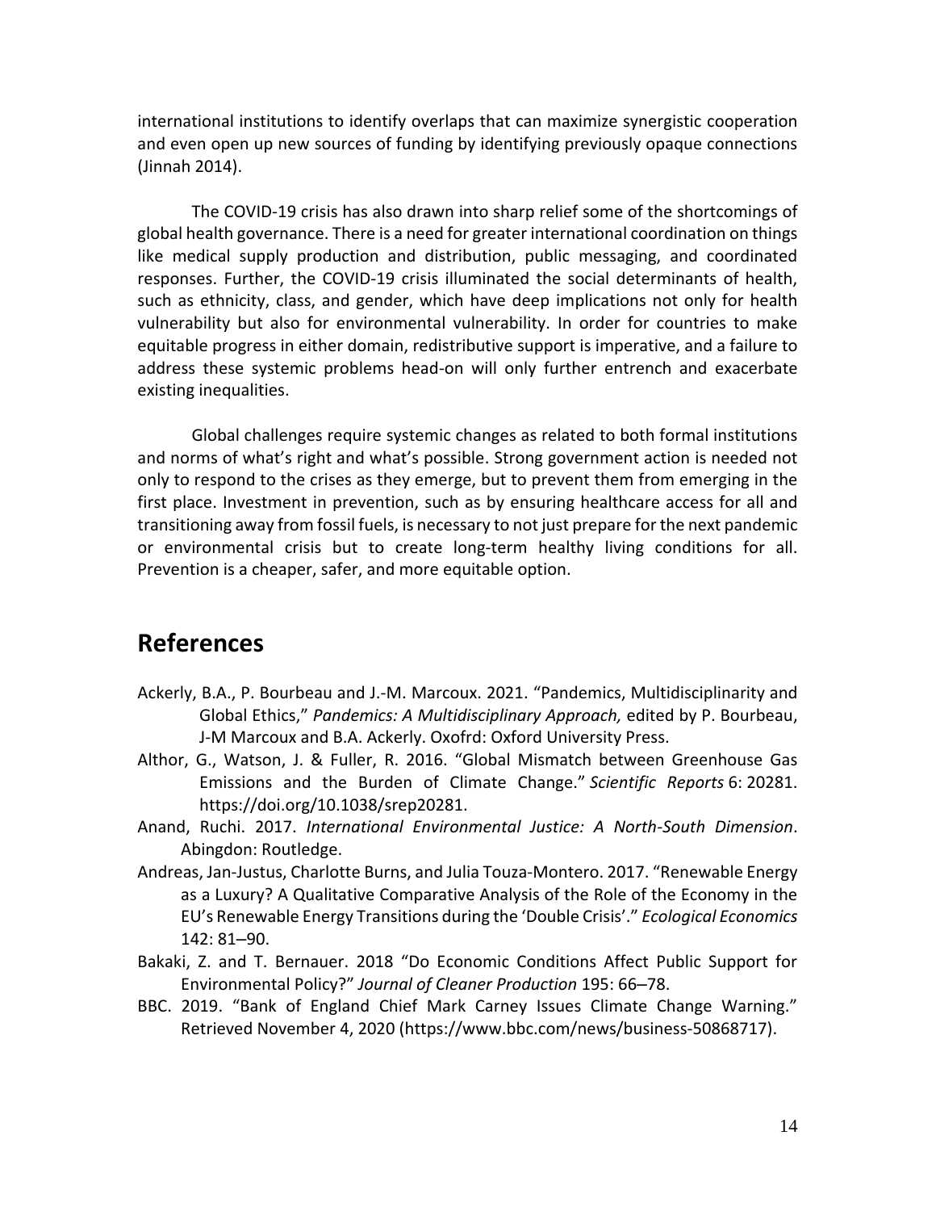international institutions to identify overlaps that can maximize synergistic cooperation and even open up new sources of funding by identifying previously opaque connections (Jinnah 2014).

The COVID-19 crisis has also drawn into sharp relief some of the shortcomings of global health governance. There is a need for greater international coordination on things like medical supply production and distribution, public messaging, and coordinated responses. Further, the COVID-19 crisis illuminated the social determinants of health, such as ethnicity, class, and gender, which have deep implications not only for health vulnerability but also for environmental vulnerability. In order for countries to make equitable progress in either domain, redistributive support is imperative, and a failure to address these systemic problems head-on will only further entrench and exacerbate existing inequalities.

Global challenges require systemic changes as related to both formal institutions and norms of what's right and what's possible. Strong government action is needed not only to respond to the crises as they emerge, but to prevent them from emerging in the first place. Investment in prevention, such as by ensuring healthcare access for all and transitioning away from fossil fuels, is necessary to not just prepare for the next pandemic or environmental crisis but to create long-term healthy living conditions for all. Prevention is a cheaper, safer, and more equitable option.

## References

Ackerly, B.A., P. Bourbeau and J.-M. Marcoux. 2021. "Pandemics, Multidisciplinarity and Global Ethics," *Pandemics: A Multidisciplinary Approach,* edited by P. Bourbeau, J-M Marcoux and B.A. Ackerly. Oxofrd: Oxford University Press.

Althor, G., Watson, J. & Fuller, R. 2016. "Global Mismatch between Greenhouse Gas Emissions and the Burden of Climate Change." *Scientific Reports* 6: 20281. https://doi.org/10.1038/srep20281.

Anand, Ruchi. 2017. *International Environmental Justice: A North-South Dimension*. Abingdon: Routledge.

Andreas, Jan-Justus, Charlotte Burns, and Julia Touza-Montero. 2017. "Renewable Energy as a Luxury? A Qualitative Comparative Analysis of the Role of the Economy in the EU's Renewable Energy Transitions during the 'Double Crisis'." *Ecological Economics* 142: 81–90.

Bakaki, Z. and T. Bernauer. 2018 "Do Economic Conditions Affect Public Support for Environmental Policy?" *Journal of Cleaner Production* 195: 66–78.

BBC. 2019. "Bank of England Chief Mark Carney Issues Climate Change Warning." Retrieved November 4, 2020 (https://www.bbc.com/news/business-50868717).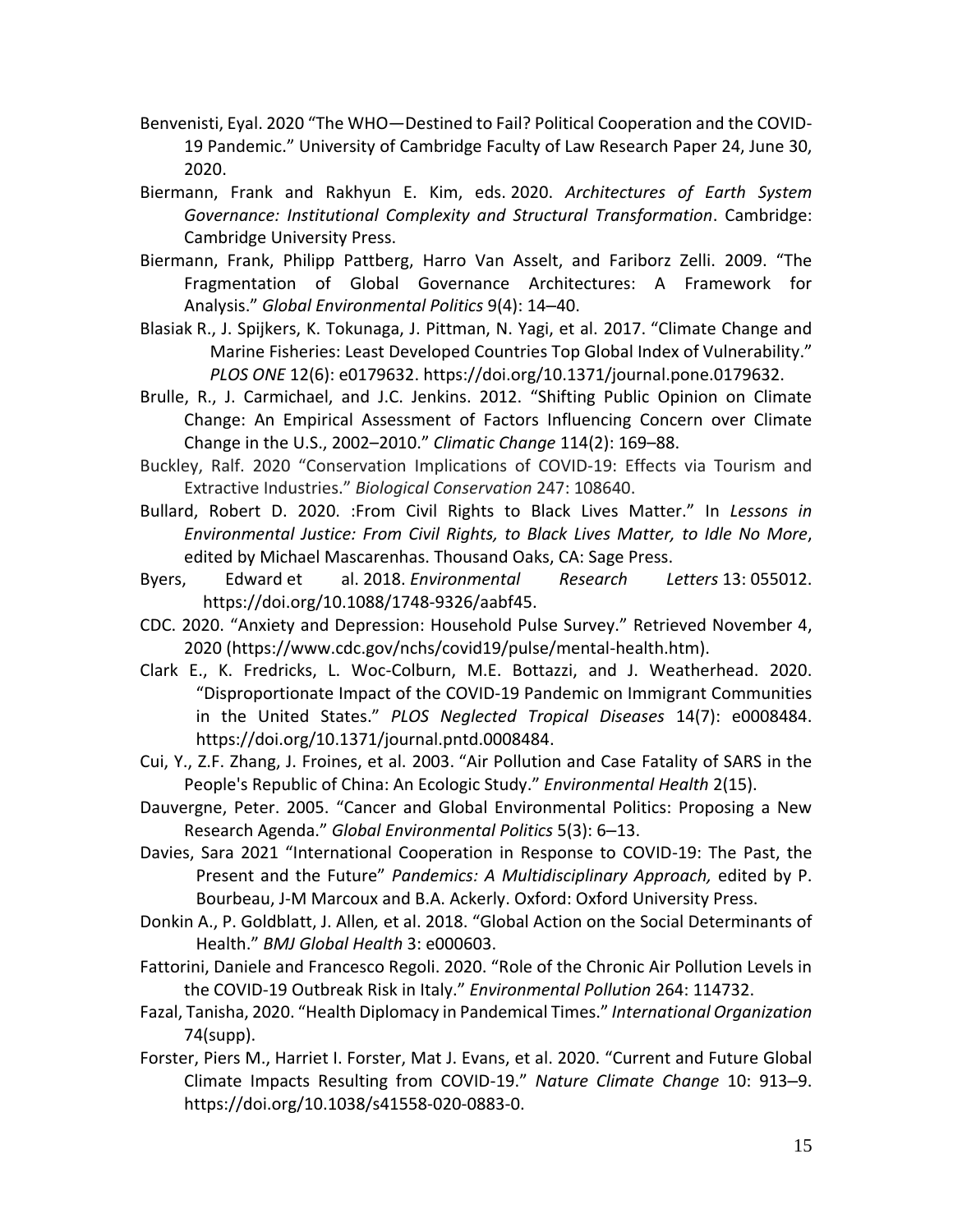Benvenisti, Eyal. 2020 "The WHO—Destined to Fail? Political Cooperation and the COVID-19 Pandemic." University of Cambridge Faculty of Law Research Paper 24, June 30, 2020.

Biermann, Frank and Rakhyun E. Kim, eds. 2020. *Architectures of Earth System Governance: Institutional Complexity and Structural Transformation*. Cambridge: Cambridge University Press.

Biermann, Frank, Philipp Pattberg, Harro Van Asselt, and Fariborz Zelli. 2009. "The Fragmentation of Global Governance Architectures: A Framework for Analysis." *Global Environmental Politics* 9(4): 14–40.

Blasiak R., J. Spijkers, K. Tokunaga, J. Pittman, N. Yagi, et al. 2017. "Climate Change and Marine Fisheries: Least Developed Countries Top Global Index of Vulnerability." *PLOS ONE* 12(6): e0179632. https://doi.org/10.1371/journal.pone.0179632.

Brulle, R., J. Carmichael, and J.C. Jenkins. 2012. "Shifting Public Opinion on Climate Change: An Empirical Assessment of Factors Influencing Concern over Climate Change in the U.S., 2002–2010." *Climatic Change* 114(2): 169–88.

Buckley, Ralf. 2020 "Conservation Implications of COVID-19: Effects via Tourism and Extractive Industries." *Biological Conservation* 247: 108640.

Bullard, Robert D. 2020. :From Civil Rights to Black Lives Matter." In *Lessons in Environmental Justice: From Civil Rights, to Black Lives Matter, to Idle No More*, edited by Michael Mascarenhas. Thousand Oaks, CA: Sage Press.

Byers, Edward et al. 2018. *Environmental Research Letters* 13: 055012. https://doi.org/10.1088/1748-9326/aabf45.

CDC. 2020. "Anxiety and Depression: Household Pulse Survey." Retrieved November 4, 2020 (https://www.cdc.gov/nchs/covid19/pulse/mental-health.htm).

Clark E., K. Fredricks, L. Woc-Colburn, M.E. Bottazzi, and J. Weatherhead. 2020. "Disproportionate Impact of the COVID-19 Pandemic on Immigrant Communities in the United States." *PLOS Neglected Tropical Diseases* 14(7): e0008484. https://doi.org/10.1371/journal.pntd.0008484.

Cui, Y., Z.F. Zhang, J. Froines, et al. 2003. "Air Pollution and Case Fatality of SARS in the People's Republic of China: An Ecologic Study." *Environmental Health* 2(15).

Dauvergne, Peter. 2005. "Cancer and Global Environmental Politics: Proposing a New Research Agenda." *Global Environmental Politics* 5(3): 6–13.

Davies, Sara 2021 "International Cooperation in Response to COVID-19: The Past, the Present and the Future" *Pandemics: A Multidisciplinary Approach,* edited by P. Bourbeau, J-M Marcoux and B.A. Ackerly. Oxford: Oxford University Press.

Donkin A., P. Goldblatt, J. Allen*,* et al. 2018. "Global Action on the Social Determinants of Health." *BMJ Global Health* 3: e000603.

Fattorini, Daniele and Francesco Regoli. 2020. "Role of the Chronic Air Pollution Levels in the COVID-19 Outbreak Risk in Italy." *Environmental Pollution* 264: 114732.

Fazal, Tanisha, 2020. "Health Diplomacy in Pandemical Times." *International Organization* 74(supp).

Forster, Piers M., Harriet I. Forster, Mat J. Evans, et al. 2020. "Current and Future Global Climate Impacts Resulting from COVID-19." *Nature Climate Change* 10: 913–9. https://doi.org/10.1038/s41558-020-0883-0.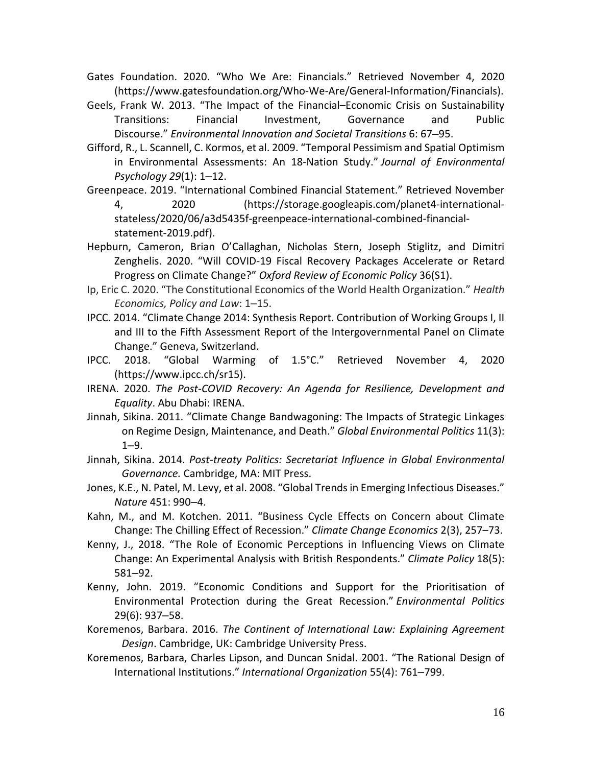Gates Foundation. 2020. "Who We Are: Financials." Retrieved November 4, 2020 (https://www.gatesfoundation.org/Who-We-Are/General-Information/Financials).

Geels, Frank W. 2013. "The Impact of the Financial–Economic Crisis on Sustainability Transitions: Financial Investment, Governance and Public Discourse." *Environmental Innovation and Societal Transitions* 6: 67–95.

Gifford, R., L. Scannell, C. Kormos, et al. 2009. "Temporal Pessimism and Spatial Optimism in Environmental Assessments: An 18-Nation Study." *Journal of Environmental Psychology 29*(1): 1–12.

Greenpeace. 2019. "International Combined Financial Statement." Retrieved November 4, 2020 (https://storage.googleapis.com/planet4-international-stateless/2020/06/a3d5435f-greenpeace-international-combined-financial-statement-2019.pdf).

Hepburn, Cameron, Brian O'Callaghan, Nicholas Stern, Joseph Stiglitz, and Dimitri Zenghelis. 2020. "Will COVID-19 Fiscal Recovery Packages Accelerate or Retard Progress on Climate Change?" *Oxford Review of Economic Policy* 36(S1).

Ip, Eric C. 2020. "The Constitutional Economics of the World Health Organization." *Health Economics, Policy and Law*: 1–15.

IPCC. 2014. "Climate Change 2014: Synthesis Report. Contribution of Working Groups I, II and III to the Fifth Assessment Report of the Intergovernmental Panel on Climate Change." Geneva, Switzerland.

IPCC. 2018. "Global Warming of 1.5°C." Retrieved November 4, 2020 (https://www.ipcc.ch/sr15).

IRENA. 2020. *The Post-COVID Recovery: An Agenda for Resilience, Development and Equality*. Abu Dhabi: IRENA.

Jinnah, Sikina. 2011. "Climate Change Bandwagoning: The Impacts of Strategic Linkages on Regime Design, Maintenance, and Death." *Global Environmental Politics* 11(3): 1–9.

Jinnah, Sikina. 2014. *Post-treaty Politics: Secretariat Influence in Global Environmental Governance.* Cambridge, MA: MIT Press.

Jones, K.E., N. Patel, M. Levy, et al. 2008. "Global Trends in Emerging Infectious Diseases." *Nature* 451: 990–4.

Kahn, M., and M. Kotchen. 2011. "Business Cycle Effects on Concern about Climate Change: The Chilling Effect of Recession." *Climate Change Economics* 2(3), 257–73.

Kenny, J., 2018. "The Role of Economic Perceptions in Influencing Views on Climate Change: An Experimental Analysis with British Respondents." *Climate Policy* 18(5): 581–92.

Kenny, John. 2019. "Economic Conditions and Support for the Prioritisation of Environmental Protection during the Great Recession." *Environmental Politics* 29(6): 937–58.

Koremenos, Barbara. 2016. *The Continent of International Law: Explaining Agreement Design*. Cambridge, UK: Cambridge University Press.

Koremenos, Barbara, Charles Lipson, and Duncan Snidal. 2001. "The Rational Design of International Institutions." *International Organization* 55(4): 761–799.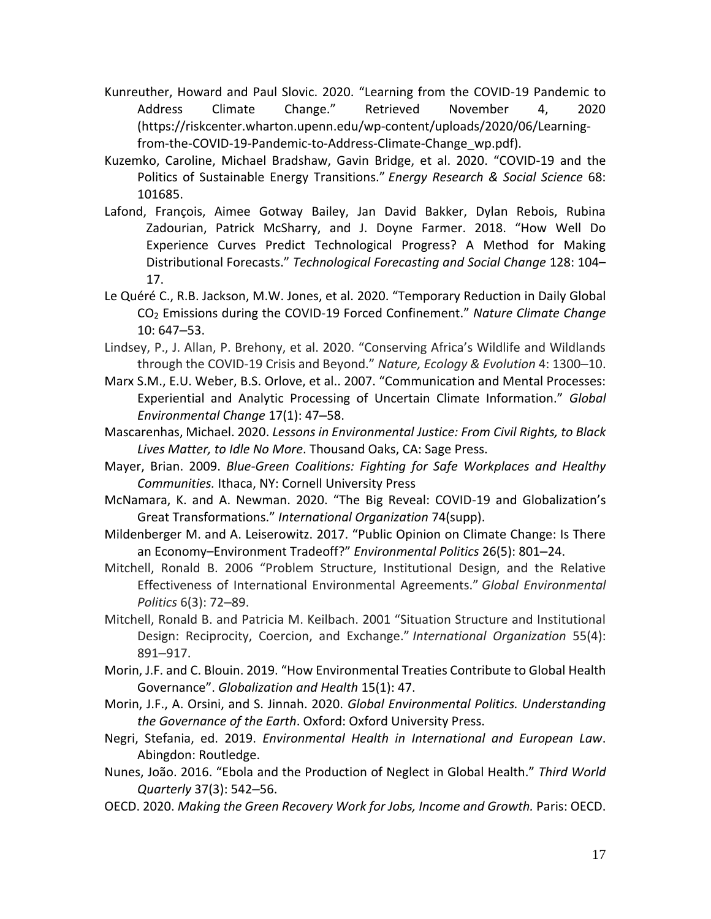Kunreuther, Howard and Paul Slovic. 2020. "Learning from the COVID-19 Pandemic to Address Climate Change." Retrieved November 4, 2020 (https://riskcenter.wharton.upenn.edu/wp-content/uploads/2020/06/Learning-from-the-COVID-19-Pandemic-to-Address-Climate-Change_wp.pdf).

Kuzemko, Caroline, Michael Bradshaw, Gavin Bridge, et al. 2020. "COVID-19 and the Politics of Sustainable Energy Transitions." *Energy Research & Social Science* 68: 101685.

Lafond, François, Aimee Gotway Bailey, Jan David Bakker, Dylan Rebois, Rubina Zadourian, Patrick McSharry, and J. Doyne Farmer. 2018. "How Well Do Experience Curves Predict Technological Progress? A Method for Making Distributional Forecasts." *Technological Forecasting and Social Change* 128: 104–17.

Le Quéré C., R.B. Jackson, M.W. Jones, et al. 2020. "Temporary Reduction in Daily Global $CO_2$ Emissions during the COVID-19 Forced Confinement." *Nature Climate Change* 10: 647–53.

Lindsey, P., J. Allan, P. Brehony, et al. 2020. "Conserving Africa's Wildlife and Wildlands through the COVID-19 Crisis and Beyond." *Nature, Ecology & Evolution* 4: 1300–10.

Marx S.M., E.U. Weber, B.S. Orlove, et al.. 2007. "Communication and Mental Processes: Experiential and Analytic Processing of Uncertain Climate Information." *Global Environmental Change* 17(1): 47–58.

Mascarenhas, Michael. 2020. *Lessons in Environmental Justice: From Civil Rights, to Black Lives Matter, to Idle No More*. Thousand Oaks, CA: Sage Press.

Mayer, Brian. 2009. *Blue-Green Coalitions: Fighting for Safe Workplaces and Healthy Communities.* Ithaca, NY: Cornell University Press

McNamara, K. and A. Newman. 2020. "The Big Reveal: COVID-19 and Globalization's Great Transformations." *International Organization* 74(supp).

Mildenberger M. and A. Leiserowitz. 2017. "Public Opinion on Climate Change: Is There an Economy–Environment Tradeoff?" *Environmental Politics* 26(5): 801–24.

Mitchell, Ronald B. 2006 "Problem Structure, Institutional Design, and the Relative Effectiveness of International Environmental Agreements." *Global Environmental Politics* 6(3): 72–89.

Mitchell, Ronald B. and Patricia M. Keilbach. 2001 "Situation Structure and Institutional Design: Reciprocity, Coercion, and Exchange." *International Organization* 55(4): 891–917.

Morin, J.F. and C. Blouin. 2019. "How Environmental Treaties Contribute to Global Health Governance". *Globalization and Health* 15(1): 47.

Morin, J.F., A. Orsini, and S. Jinnah. 2020. *Global Environmental Politics. Understanding the Governance of the Earth*. Oxford: Oxford University Press.

Negri, Stefania, ed. 2019. *Environmental Health in International and European Law*. Abingdon: Routledge.

Nunes, João. 2016. "Ebola and the Production of Neglect in Global Health." *Third World Quarterly* 37(3): 542–56.

OECD. 2020. *Making the Green Recovery Work for Jobs, Income and Growth.* Paris: OECD.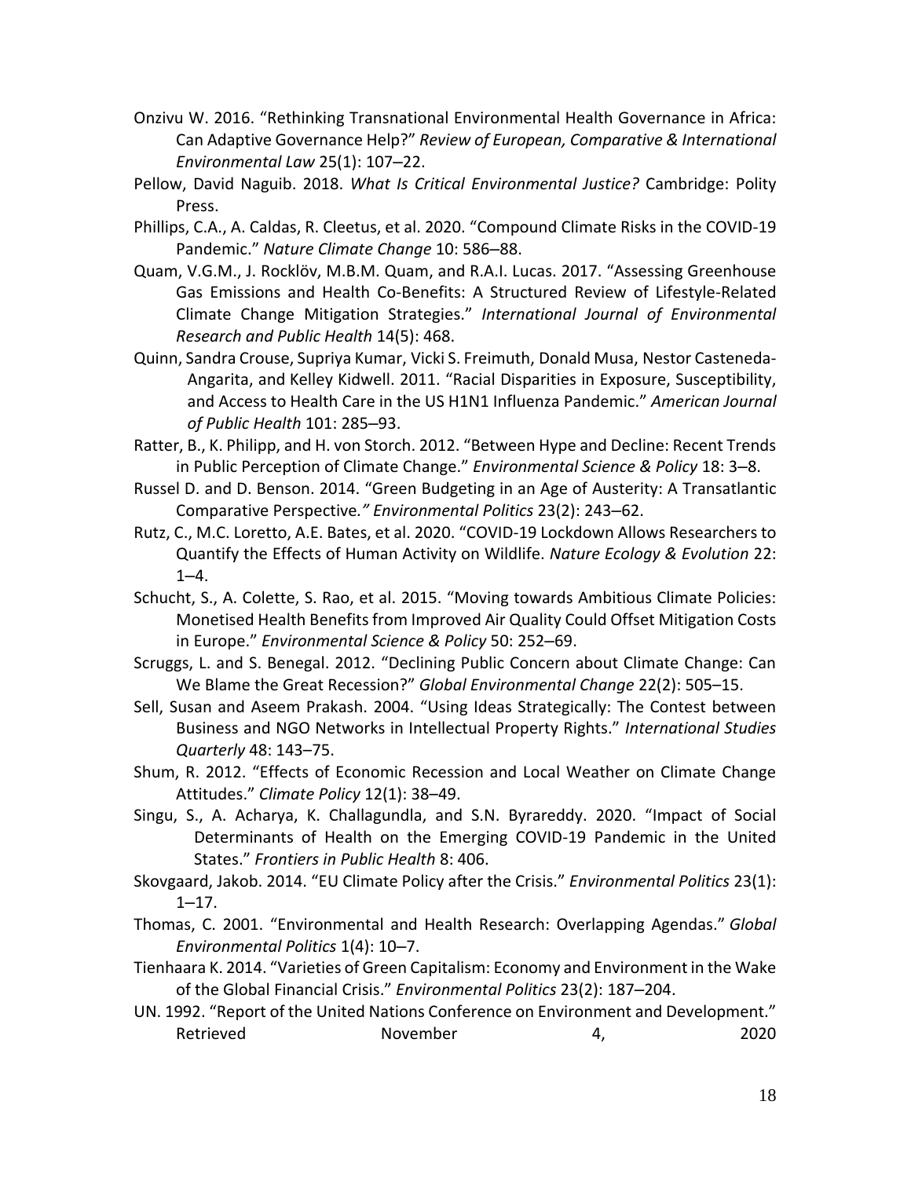Onzivu W. 2016. "Rethinking Transnational Environmental Health Governance in Africa: Can Adaptive Governance Help?" *Review of European, Comparative & International Environmental Law* 25(1): 107–22.

Pellow, David Naguib. 2018. *What Is Critical Environmental Justice?* Cambridge: Polity Press.

Phillips, C.A., A. Caldas, R. Cleetus, et al. 2020. "Compound Climate Risks in the COVID-19 Pandemic." *Nature Climate Change* 10: 586–88.

Quam, V.G.M., J. Rocklöv, M.B.M. Quam, and R.A.I. Lucas. 2017. "Assessing Greenhouse Gas Emissions and Health Co-Benefits: A Structured Review of Lifestyle-Related Climate Change Mitigation Strategies." *International Journal of Environmental Research and Public Health* 14(5): 468.

Quinn, Sandra Crouse, Supriya Kumar, Vicki S. Freimuth, Donald Musa, Nestor Casteneda-Angarita, and Kelley Kidwell. 2011. "Racial Disparities in Exposure, Susceptibility, and Access to Health Care in the US H1N1 Influenza Pandemic." *American Journal of Public Health* 101: 285–93.

Ratter, B., K. Philipp, and H. von Storch. 2012. "Between Hype and Decline: Recent Trends in Public Perception of Climate Change." *Environmental Science & Policy* 18: 3–8.

Russel D. and D. Benson. 2014. "Green Budgeting in an Age of Austerity: A Transatlantic Comparative Perspective." *Environmental Politics* 23(2): 243–62.

Rutz, C., M.C. Loretto, A.E. Bates, et al. 2020. "COVID-19 Lockdown Allows Researchers to Quantify the Effects of Human Activity on Wildlife. *Nature Ecology & Evolution* 22: 1–4.

Schucht, S., A. Colette, S. Rao, et al. 2015. "Moving towards Ambitious Climate Policies: Monetised Health Benefits from Improved Air Quality Could Offset Mitigation Costs in Europe." *Environmental Science & Policy* 50: 252–69.

Scruggs, L. and S. Benegal. 2012. "Declining Public Concern about Climate Change: Can We Blame the Great Recession?" *Global Environmental Change* 22(2): 505–15.

Sell, Susan and Aseem Prakash. 2004. "Using Ideas Strategically: The Contest between Business and NGO Networks in Intellectual Property Rights." *International Studies Quarterly* 48: 143–75.

Shum, R. 2012. "Effects of Economic Recession and Local Weather on Climate Change Attitudes." *Climate Policy* 12(1): 38–49.

Singu, S., A. Acharya, K. Challagundla, and S.N. Byrareddy. 2020. "Impact of Social Determinants of Health on the Emerging COVID-19 Pandemic in the United States." *Frontiers in Public Health* 8: 406.

Skovgaard, Jakob. 2014. "EU Climate Policy after the Crisis." *Environmental Politics* 23(1): 1–17.

Thomas, C. 2001. "Environmental and Health Research: Overlapping Agendas." *Global Environmental Politics* 1(4): 10–7.

Tienhaara K. 2014. "Varieties of Green Capitalism: Economy and Environment in the Wake of the Global Financial Crisis." *Environmental Politics* 23(2): 187–204.

UN. 1992. "Report of the United Nations Conference on Environment and Development." Retrieved November 4, 2020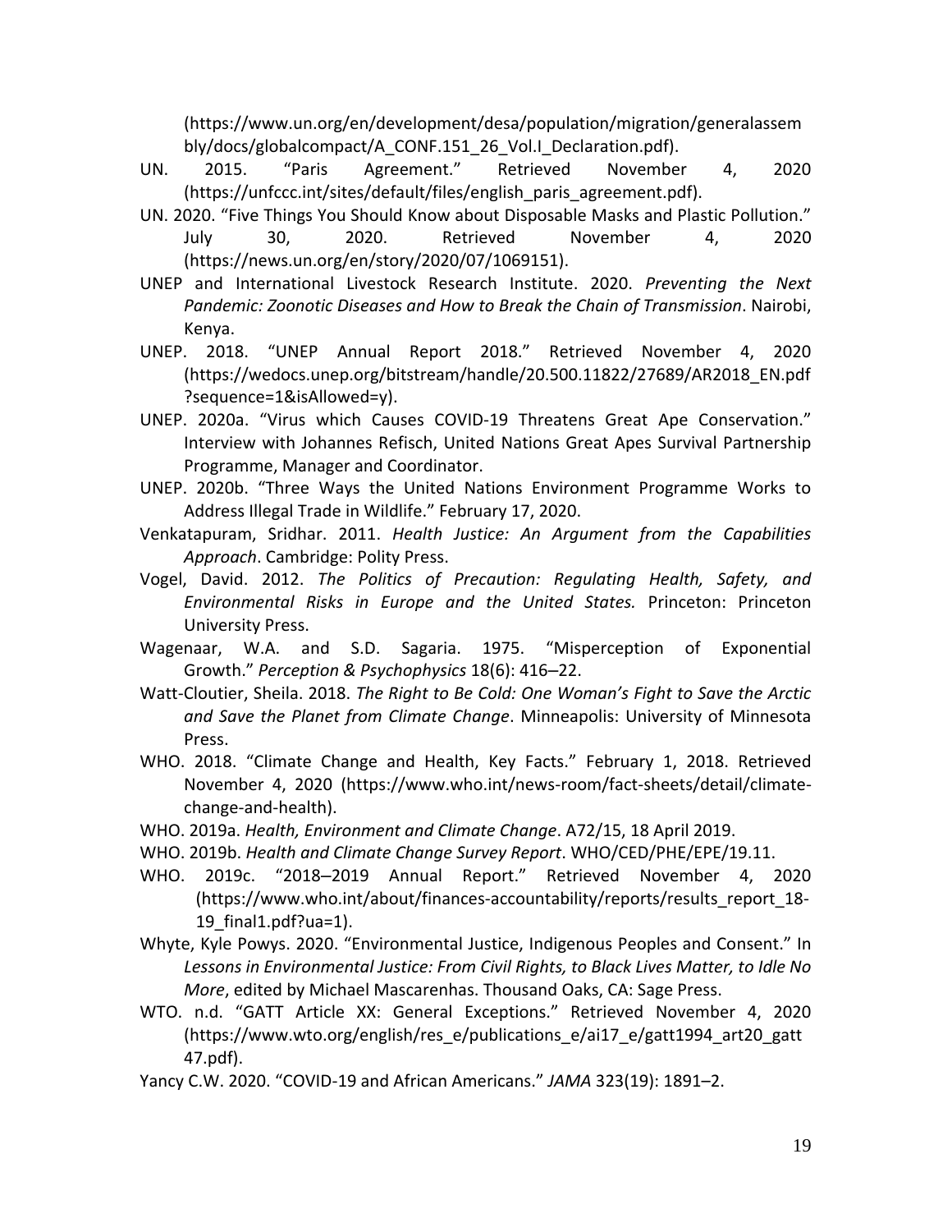(https://www.un.org/en/development/desa/population/migration/generalassembly/docs/globalcompact/A_CONF.151_26_Vol.I_Declaration.pdf).

UN. 2015. "Paris Agreement." Retrieved November 4, 2020 (https://unfccc.int/sites/default/files/english_paris_agreement.pdf).

UN. 2020. "Five Things You Should Know about Disposable Masks and Plastic Pollution." July 30, 2020. Retrieved November 4, 2020 (https://news.un.org/en/story/2020/07/1069151).

UNEP and International Livestock Research Institute. 2020. *Preventing the Next Pandemic: Zoonotic Diseases and How to Break the Chain of Transmission*. Nairobi, Kenya.

UNEP. 2018. "UNEP Annual Report 2018." Retrieved November 4, 2020 (https://wedocs.unep.org/bitstream/handle/20.500.11822/27689/AR2018_EN.pdf?sequence=1&isAllowed=y).

UNEP. 2020a. "Virus which Causes COVID-19 Threatens Great Ape Conservation." Interview with Johannes Refisch, United Nations Great Apes Survival Partnership Programme, Manager and Coordinator.

UNEP. 2020b. "Three Ways the United Nations Environment Programme Works to Address Illegal Trade in Wildlife." February 17, 2020.

Venkatapuram, Sridhar. 2011. *Health Justice: An Argument from the Capabilities Approach*. Cambridge: Polity Press.

Vogel, David. 2012. *The Politics of Precaution: Regulating Health, Safety, and Environmental Risks in Europe and the United States.* Princeton: Princeton University Press.

Wagenaar, W.A. and S.D. Sagaria. 1975. "Misperception of Exponential Growth." *Perception & Psychophysics* 18(6): 416–22.

Watt-Cloutier, Sheila. 2018. *The Right to Be Cold: One Woman's Fight to Save the Arctic and Save the Planet from Climate Change*. Minneapolis: University of Minnesota Press.

WHO. 2018. "Climate Change and Health, Key Facts." February 1, 2018. Retrieved November 4, 2020 (https://www.who.int/news-room/fact-sheets/detail/climate-change-and-health).

WHO. 2019a. *Health, Environment and Climate Change*. A72/15, 18 April 2019.

WHO. 2019b. *Health and Climate Change Survey Report*. WHO/CED/PHE/EPE/19.11.

WHO. 2019c. "2018–2019 Annual Report." Retrieved November 4, 2020 (https://www.who.int/about/finances-accountability/reports/results_report_18-19_final1.pdf?ua=1).

Whyte, Kyle Powys. 2020. "Environmental Justice, Indigenous Peoples and Consent." In *Lessons in Environmental Justice: From Civil Rights, to Black Lives Matter, to Idle No More*, edited by Michael Mascarenhas. Thousand Oaks, CA: Sage Press.

WTO. n.d. "GATT Article XX: General Exceptions." Retrieved November 4, 2020 (https://www.wto.org/english/res_e/publications_e/ai17_e/gatt1994_art20_gatt47.pdf).

Yancy C.W. 2020. "COVID-19 and African Americans." *JAMA* 323(19): 1891–2.